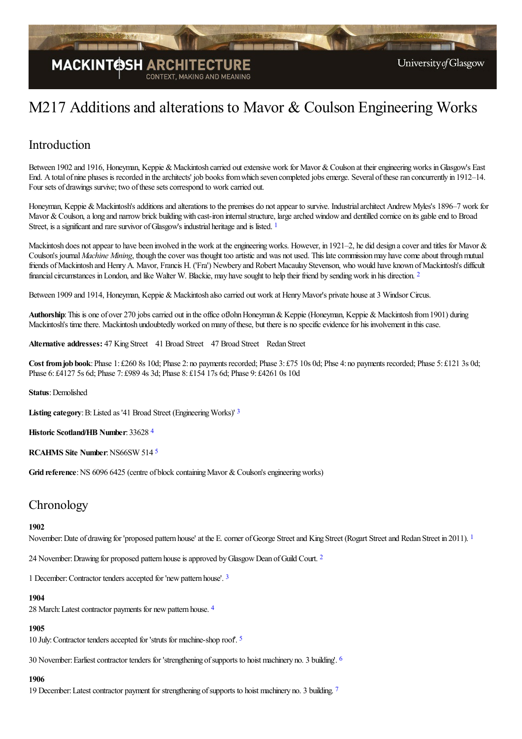# M217 Additions and alterations to Mavor & Coulson Engineering Works

## Introduction

Between 1902 and 1916, Honeyman, Keppie & Mackintosh carried out extensive work for Mavor & Coulson at their engineering works in Glasgow's East End. A total of nine phases is recorded in the architects' job books from which seven completed jobs emerge. Several of these ran concurrently in 1912–14. Four sets of drawings survive; two of these sets correspond to work carried out.

Honeyman, Keppie & Mackintosh's additions and alterations to the premises do not appear to survive. Industrial architect Andrew Myles's 1896–7 work for Mavor & Coulson, a long and narrow brick building with cast-iron internal structure, large arched window and dentilled cornice on its gable end to Broad Street, is a significant and rare survivor of Glasgow's industrial heritage and is listed. [1]

Mackintosh does not appear to have been involved in the work at the engineering works. However, in 1921–2, he did design a cover and titles for Mavor & Coulson's journal *Machine Mining*, though the cover was thought too artistic and was not used. This late commission may have come about through mutual friends of Mackintosh and Henry A. Mavor, Francis H. ('Fra') Newbery and Robert Macaulay Stevenson, who would have known of Mackintosh's difficult financial circumstances in London, and like Walter W. Blackie, may have sought to help their friend by sending work in his direction. [2]

Between 1909 and 1914, Honeyman, Keppie & Mackintosh also carried out work at Henry Mavor's private house at 3 Windsor Circus.

**Authorship**: This is one of over 270 jobs carried out in the office of John Honeyman & Keppie (Honeyman, Keppie & Mackintosh from 1901) during Mackintosh's time there. Mackintosh undoubtedly worked on many of these, but there is no specific evidence for his involvement in this case.

**Alternative addresses:** 47 King Street 41 Broad Street 47 Broad Street Redan Street

**Cost from job book**: Phase 1: £260 8s 10d; Phase 2: no payments recorded; Phase 3: £75 10s 0d; Phse 4: no payments recorded; Phase 5: £121 3s 0d; Phase 6: £4127 5s 6d; Phase 7: £989 4s 3d; Phase 8: £154 17s 6d; Phase 9: £4261 0s 10d

**Status**: Demolished

**Listing category**: B: Listed as '41 Broad Street (Engineering Works)' [3]

**Historic Scotland/HB Number**: 33628 [4]

**RCAHMS Site Number**: NS66SW 514 [5]

**Grid reference**: NS 6096 6425 (centre of block containing Mavor & Coulson's engineering works)

## Chronology

**1902**

November: Date of drawing for 'proposed pattern house' at the E. corner of George Street and King Street (Rogart Street and Redan Street in 2011). [1]

24 November: Drawing for proposed pattern house is approved by Glasgow Dean of Guild Court. [2]

1 December: Contractor tenders accepted for 'new pattern house'. [3]

**1904**

28 March: Latest contractor payments for new pattern house. [4]

**1905**

10 July: Contractor tenders accepted for 'struts for machine-shop roof'. [5]

30 November: Earliest contractor tenders for 'strengthening of supports to hoist machinery no. 3 building'. [6]

**1906**

19 December: Latest contractor payment for strengthening of supports to hoist machinery no. 3 building. [7]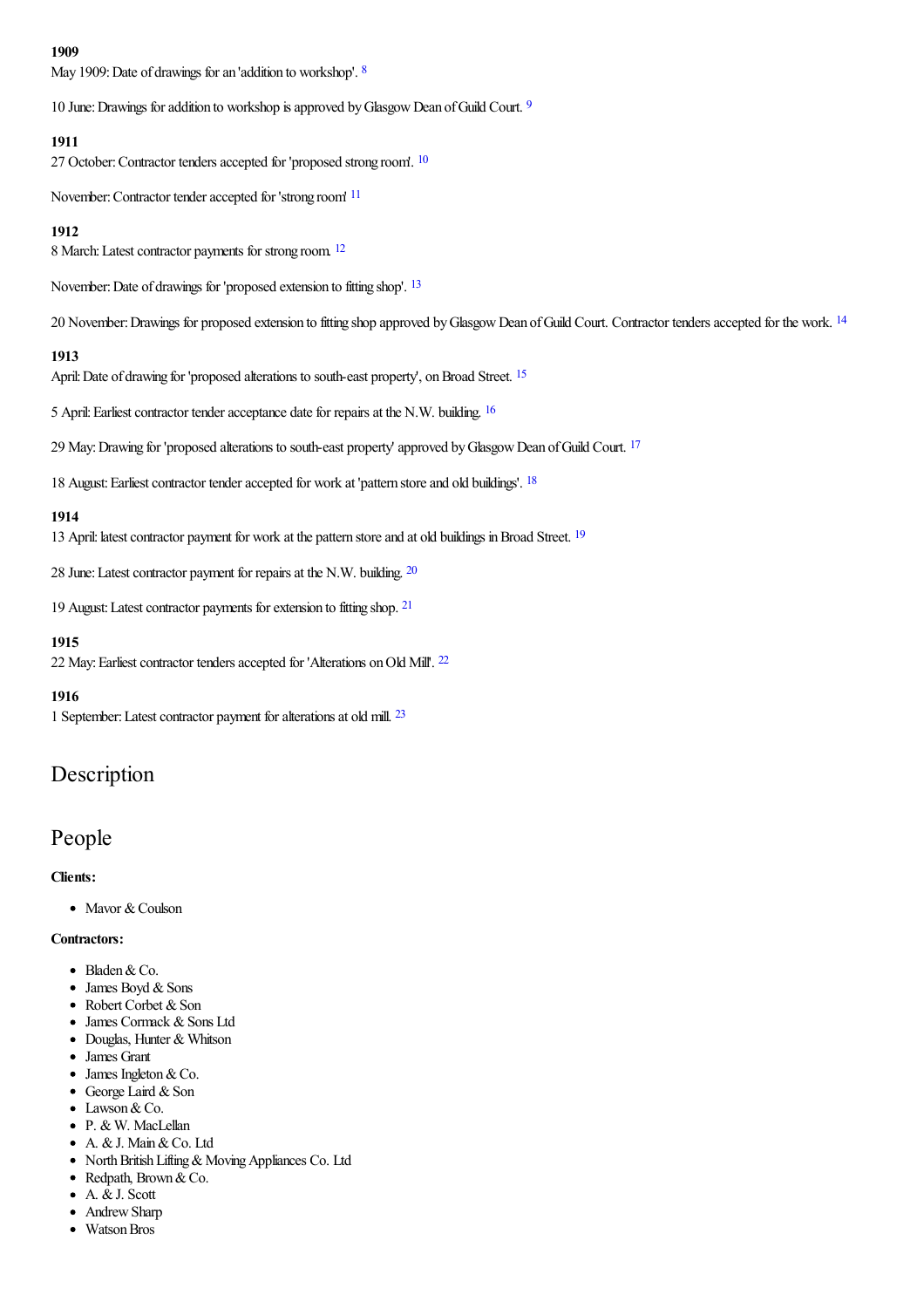**1909**

May 1909: Date of drawings for an 'addition to workshop'. [8]

10 June: Drawings for addition to workshop is approved by Glasgow Dean of Guild Court. [9]

**1911**

27 October: Contractor tenders accepted for 'proposed strong room'. [10]

November: Contractor tender accepted for 'strong room' [11]

**1912**

8 March: Latest contractor payments for strong room. [12]

November: Date of drawings for 'proposed extension to fitting shop'. [13]

20 November: Drawings for proposed extension to fitting shop approved by Glasgow Dean of Guild Court. Contractor tenders accepted for the work. [14]

**1913**

April: Date of drawing for 'proposed alterations to south-east property', on Broad Street. [15]

5 April: Earliest contractor tender acceptance date for repairs at the N.W. building. [16]

29 May: Drawing for 'proposed alterations to south-east property' approved by Glasgow Dean of Guild Court. [17]

18 August: Earliest contractor tender accepted for work at 'pattern store and old buildings'. [18]

**1914**

13 April: latest contractor payment for work at the pattern store and at old buildings in Broad Street. [19]

28 June: Latest contractor payment for repairs at the N.W. building. [20]

19 August: Latest contractor payments for extension to fitting shop. [21]

**1915**

22 May: Earliest contractor tenders accepted for 'Alterations on Old Mill'. [22]

**1916**

1 September: Latest contractor payment for alterations at old mill. [23]

## Description

## People

**Clients:**

- Mavor & Coulson

**Contractors:**

- Bladen & Co.
- James Boyd & Sons
- Robert Corbet & Son
- James Cormack & Sons Ltd
- Douglas, Hunter & Whitson
- James Grant
- James Ingleton & Co.
- George Laird & Son
- Lawson & Co.
- P. & W. MacLellan
- A. & J. Main & Co. Ltd
- North British Lifting & Moving Appliances Co. Ltd
- Redpath, Brown & Co.
- A. & J. Scott
- Andrew Sharp
- Watson Bros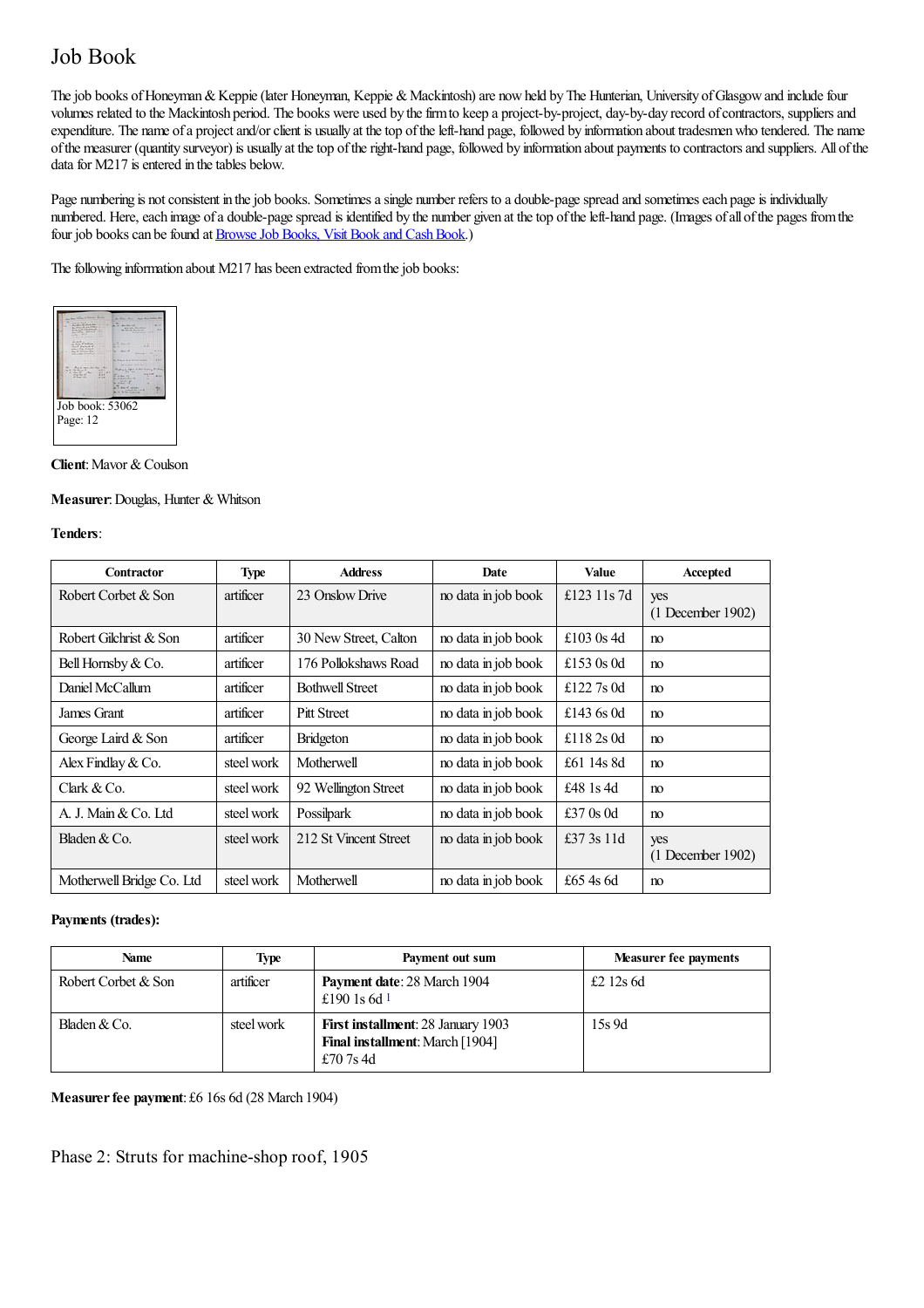# Job Book

The job books of Honeyman & Keppie (later Honeyman, Keppie & Mackintosh) are now held by The Hunterian, University of Glasgow and include four volumes related to the Mackintosh period. The books were used by the firm to keep a project-by-project, day-by-day record of contractors, suppliers and expenditure. The name of a project and/or client is usually at the top of the left-hand page, followed by information about tradesmen who tendered. The name of the measurer (quantity surveyor) is usually at the top of the right-hand page, followed by information about payments to contractors and suppliers. All of the data for M217 is entered in the tables below.

Page numbering is not consistent in the job books. Sometimes a single number refers to a double-page spread and sometimes each page is individually numbered. Here, each image of a double-page spread is identified by the number given at the top of the left-hand page. (Images of all of the pages from the four job books can be found at Browse Job Books, Visit Book and Cash Book.)

The following information about M217 has been extracted from the job books:

Job book: 53062
Page: 12

**Client**: Mavor & Coulson

**Measurer**: Douglas, Hunter & Whitson

**Tenders**:

| Contractor | Type | Address | Date | Value | Accepted |
| --- | --- | --- | --- | --- | --- |
| Robert Corbet & Son | artificer | 23 Onslow Drive | no data in job book | £123 11s 7d | yes (1 December 1902) |
| Robert Gilchrist & Son | artificer | 30 New Street, Calton | no data in job book | £103 0s 4d | no |
| Bell Hornsby & Co. | artificer | 176 Pollokshaws Road | no data in job book | £153 0s 0d | no |
| Daniel McCallum | artificer | Bothwell Street | no data in job book | £122 7s 0d | no |
| James Grant | artificer | Pitt Street | no data in job book | £143 6s 0d | no |
| George Laird & Son | artificer | Bridgeton | no data in job book | £118 2s 0d | no |
| Alex Findlay & Co. | steel work | Motherwell | no data in job book | £61 14s 8d | no |
| Clark & Co. | steel work | 92 Wellington Street | no data in job book | £48 1s 4d | no |
| A. J. Main & Co. Ltd | steel work | Possilpark | no data in job book | £37 0s 0d | no |
| Bladen & Co. | steel work | 212 St Vincent Street | no data in job book | £37 3s 11d | yes (1 December 1902) |
| Motherwell Bridge Co. Ltd | steel work | Motherwell | no data in job book | £65 4s 6d | no |

**Payments (trades):**

| Name | Type | Payment out sum | Measurer fee payments |
| --- | --- | --- | --- |
| Robert Corbet & Son | artificer | **Payment date**: 28 March 1904<br>£190 1s 6d [1] | £2 12s 6d |
| Bladen & Co. | steel work | **First installment**: 28 January 1903<br>**Final installment**: March [1904]<br>£70 7s 4d | 15s 9d |

**Measurer fee payment**: £6 16s 6d (28 March 1904)

## Phase 2: Struts for machine-shop roof, 1905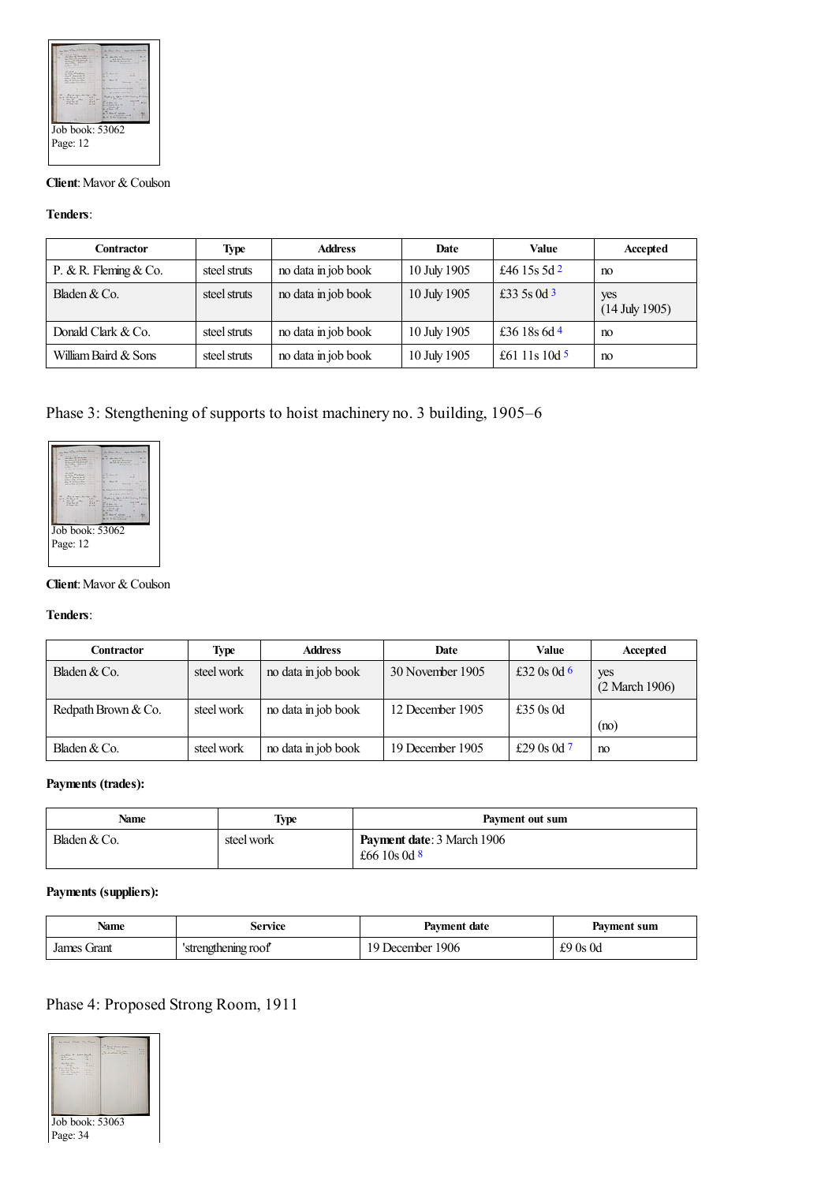Job book: 53062
Page: 12

**Client**: Mavor & Coulson

**Tenders**:

| Contractor | Type | Address | Date | Value | Accepted |
|---|---|---|---|---|---|
| P. & R. Fleming & Co. | steel struts | no data in job book | 10 July 1905 | £46 15s 5d [2] | no |
| Bladen & Co. | steel struts | no data in job book | 10 July 1905 | £33 5s 0d [3] | yes (14 July 1905) |
| Donald Clark & Co. | steel struts | no data in job book | 10 July 1905 | £36 18s 6d [4] | no |
| William Baird & Sons | steel struts | no data in job book | 10 July 1905 | £61 11s 10d [5] | no |

## Phase 3: Stengthening of supports to hoist machinery no. 3 building, 1905–6

Job book: 53062
Page: 12

**Client**: Mavor & Coulson

**Tenders**:

| Contractor | Type | Address | Date | Value | Accepted |
|---|---|---|---|---|---|
| Bladen & Co. | steel work | no data in job book | 30 November 1905 | £32 0s 0d [6] | yes (2 March 1906) |
| Redpath Brown & Co. | steel work | no data in job book | 12 December 1905 | £35 0s 0d | (no) |
| Bladen & Co. | steel work | no data in job book | 19 December 1905 | £29 0s 0d [7] | no |

**Payments (trades):**

| Name | Type | Payment out sum |
|---|---|---|
| Bladen & Co. | steel work | **Payment date**: 3 March 1906 £66 10s 0d [8] |

**Payments (suppliers):**

| Name | Service | Payment date | Payment sum |
|---|---|---|---|
| James Grant | 'strengthening roof' | 19 December 1906 | £9 0s 0d |

## Phase 4: Proposed Strong Room, 1911

Job book: 53063
Page: 34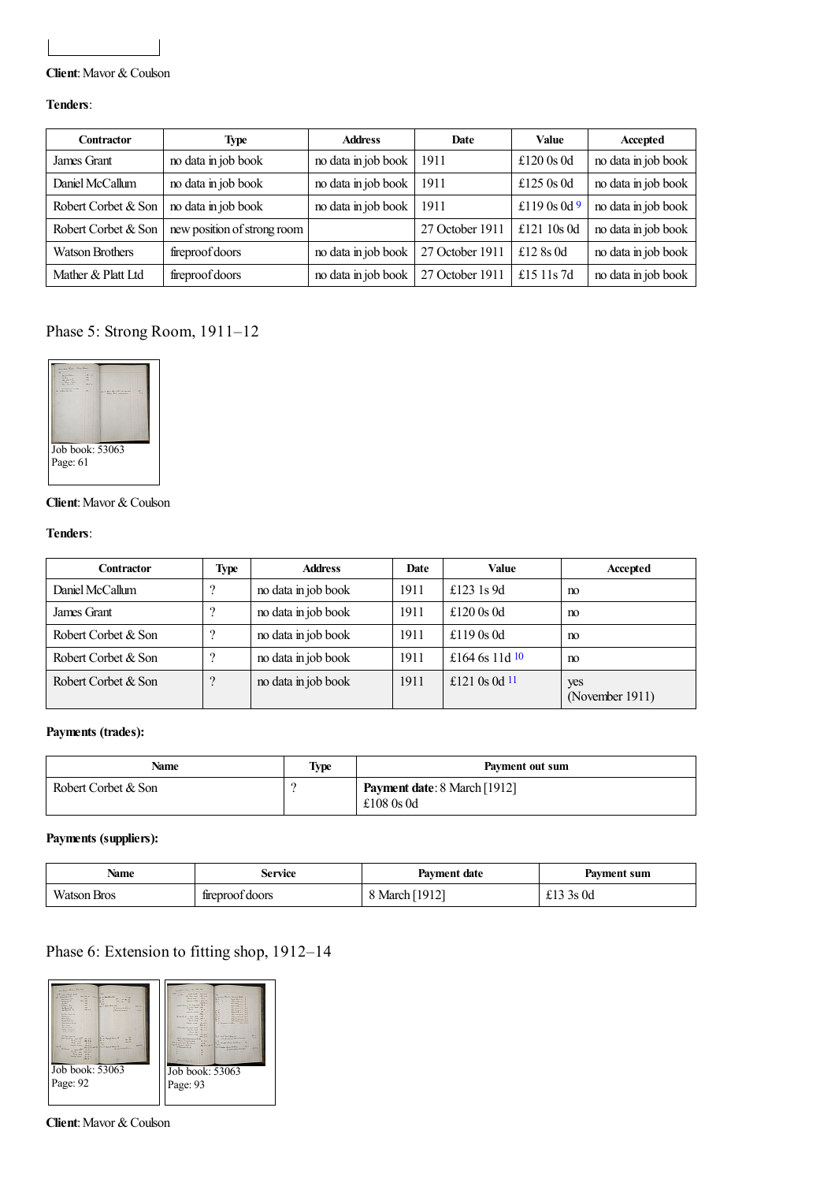**Client**: Mavor & Coulson

**Tenders**:

| Contractor | Type | Address | Date | Value | Accepted |
| --- | --- | --- | --- | --- | --- |
| James Grant | no data in job book | no data in job book | 1911 | £120 0s 0d | no data in job book |
| Daniel McCallum | no data in job book | no data in job book | 1911 | £125 0s 0d | no data in job book |
| Robert Corbet & Son | no data in job book | no data in job book | 1911 | £119 0s 0d [9] | no data in job book |
| Robert Corbet & Son | new position of strong room | | 27 October 1911 | £121 10s 0d | no data in job book |
| Watson Brothers | fireproof doors | no data in job book | 27 October 1911 | £12 8s 0d | no data in job book |
| Mather & Platt Ltd | fireproof doors | no data in job book | 27 October 1911 | £15 11s 7d | no data in job book |

## Phase 5: Strong Room, 1911–12

Job book: 53063
Page: 61

**Client**: Mavor & Coulson

**Tenders**:

| Contractor | Type | Address | Date | Value | Accepted |
| --- | --- | --- | --- | --- | --- |
| Daniel McCallum | ? | no data in job book | 1911 | £123 1s 9d | no |
| James Grant | ? | no data in job book | 1911 | £120 0s 0d | no |
| Robert Corbet & Son | ? | no data in job book | 1911 | £119 0s 0d | no |
| Robert Corbet & Son | ? | no data in job book | 1911 | £164 6s 11d [10] | no |
| Robert Corbet & Son | ? | no data in job book | 1911 | £121 0s 0d [11] | yes (November 1911) |

**Payments (trades):**

| Name | Type | Payment out sum |
| --- | --- | --- |
| Robert Corbet & Son | ? | **Payment date**: 8 March [1912] £108 0s 0d |

**Payments (suppliers):**

| Name | Service | Payment date | Payment sum |
| --- | --- | --- | --- |
| Watson Bros | fireproof doors | 8 March [1912] | £13 3s 0d |

## Phase 6: Extension to fitting shop, 1912–14

Job book: 53063
Page: 92

Job book: 53063
Page: 93

**Client**: Mavor & Coulson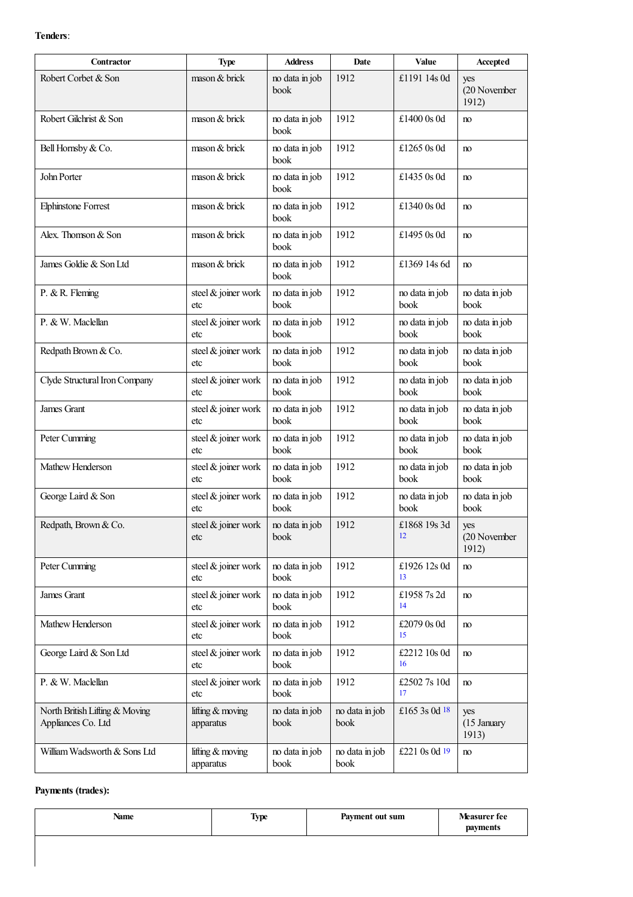**Tenders**:

| Contractor | Type | Address | Date | Value | Accepted |
| --- | --- | --- | --- | --- | --- |
| Robert Corbet & Son | mason & brick | no data in job book | 1912 | £1191 14s 0d | yes (20 November 1912) |
| Robert Gilchrist & Son | mason & brick | no data in job book | 1912 | £1400 0s 0d | no |
| Bell Hornsby & Co. | mason & brick | no data in job book | 1912 | £1265 0s 0d | no |
| John Porter | mason & brick | no data in job book | 1912 | £1435 0s 0d | no |
| Elphinstone Forrest | mason & brick | no data in job book | 1912 | £1340 0s 0d | no |
| Alex. Thomson & Son | mason & brick | no data in job book | 1912 | £1495 0s 0d | no |
| James Goldie & Son Ltd | mason & brick | no data in job book | 1912 | £1369 14s 6d | no |
| P. & R. Fleming | steel & joiner work etc | no data in job book | 1912 | no data in job book | no data in job book |
| P. & W. Maclellan | steel & joiner work etc | no data in job book | 1912 | no data in job book | no data in job book |
| Redpath Brown & Co. | steel & joiner work etc | no data in job book | 1912 | no data in job book | no data in job book |
| Clyde Structural Iron Company | steel & joiner work etc | no data in job book | 1912 | no data in job book | no data in job book |
| James Grant | steel & joiner work etc | no data in job book | 1912 | no data in job book | no data in job book |
| Peter Cumming | steel & joiner work etc | no data in job book | 1912 | no data in job book | no data in job book |
| Mathew Henderson | steel & joiner work etc | no data in job book | 1912 | no data in job book | no data in job book |
| George Laird & Son | steel & joiner work etc | no data in job book | 1912 | no data in job book | no data in job book |
| Redpath, Brown & Co. | steel & joiner work etc | no data in job book | 1912 | £1868 19s 3d [12] | yes (20 November 1912) |
| Peter Cumming | steel & joiner work etc | no data in job book | 1912 | £1926 12s 0d [13] | no |
| James Grant | steel & joiner work etc | no data in job book | 1912 | £1958 7s 2d [14] | no |
| Mathew Henderson | steel & joiner work etc | no data in job book | 1912 | £2079 0s 0d [15] | no |
| George Laird & Son Ltd | steel & joiner work etc | no data in job book | 1912 | £2212 10s 0d [16] | no |
| P. & W. Maclellan | steel & joiner work etc | no data in job book | 1912 | £2502 7s 10d [17] | no |
| North British Lifting & Moving Appliances Co. Ltd | lifting & moving apparatus | no data in job book | no data in job book | £165 3s 0d [18] | yes (15 January 1913) |
| William Wadsworth & Sons Ltd | lifting & moving apparatus | no data in job book | no data in job book | £221 0s 0d [19] | no |

**Payments (trades):**

| Name | Type | Payment out sum | Measurer fee payments |
| --- | --- | --- | --- |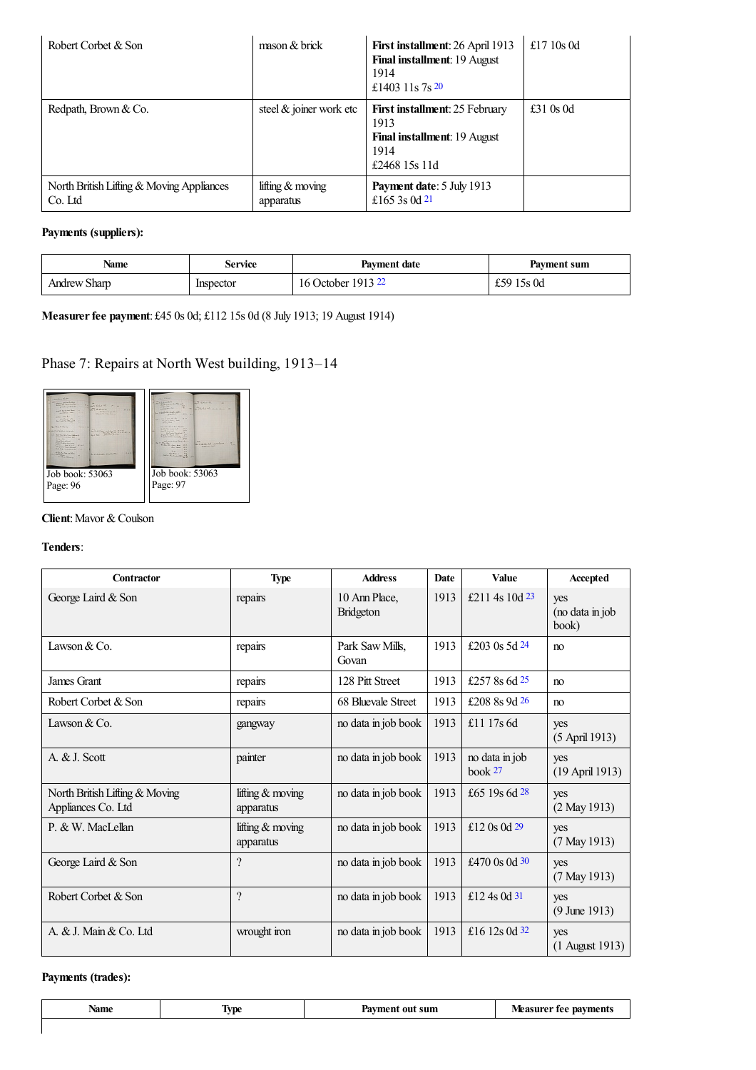| | | | |
|---|---|---|---|
| Robert Corbet & Son | mason & brick | **First installment**: 26 April 1913<br>**Final installment**: 19 August 1914<br>£1403 11s 7s [20] | £17 10s 0d |
| Redpath, Brown & Co. | steel & joiner work etc | **First installment**: 25 February 1913<br>**Final installment**: 19 August 1914<br>£2468 15s 11d | £31 0s 0d |
| North British Lifting & Moving Appliances Co. Ltd | lifting & moving apparatus | **Payment date**: 5 July 1913<br>£165 3s 0d [21] | |

**Payments (suppliers):**

| Name | Service | Payment date | Payment sum |
|---|---|---|---|
| Andrew Sharp | Inspector | 16 October 1913 [22] | £59 15s 0d |

**Measurer fee payment**: £45 0s 0d; £112 15s 0d (8 July 1913; 19 August 1914)

## Phase 7: Repairs at North West building, 1913–14

Job book: 53063
Page: 96

Job book: 53063
Page: 97

**Client**: Mavor & Coulson

**Tenders**:

| Contractor | Type | Address | Date | Value | Accepted |
|---|---|---|---|---|---|
| George Laird & Son | repairs | 10 Ann Place, Bridgeton | 1913 | £211 4s 10d [23] | yes (no data in job book) |
| Lawson & Co. | repairs | Park Saw Mills, Govan | 1913 | £203 0s 5d [24] | no |
| James Grant | repairs | 128 Pitt Street | 1913 | £257 8s 6d [25] | no |
| Robert Corbet & Son | repairs | 68 Bluevale Street | 1913 | £208 8s 9d [26] | no |
| Lawson & Co. | gangway | no data in job book | 1913 | £11 17s 6d | yes (5 April 1913) |
| A. & J. Scott | painter | no data in job book | 1913 | no data in job book [27] | yes (19 April 1913) |
| North British Lifting & Moving Appliances Co. Ltd | lifting & moving apparatus | no data in job book | 1913 | £65 19s 6d [28] | yes (2 May 1913) |
| P. & W. MacLellan | lifting & moving apparatus | no data in job book | 1913 | £12 0s 0d [29] | yes (7 May 1913) |
| George Laird & Son | ? | no data in job book | 1913 | £470 0s 0d [30] | yes (7 May 1913) |
| Robert Corbet & Son | ? | no data in job book | 1913 | £12 4s 0d [31] | yes (9 June 1913) |
| A. & J. Main & Co. Ltd | wrought iron | no data in job book | 1913 | £16 12s 0d [32] | yes (1 August 1913) |

**Payments (trades):**

| Name | Type | Payment out sum | Measurer fee payments |
|---|---|---|---|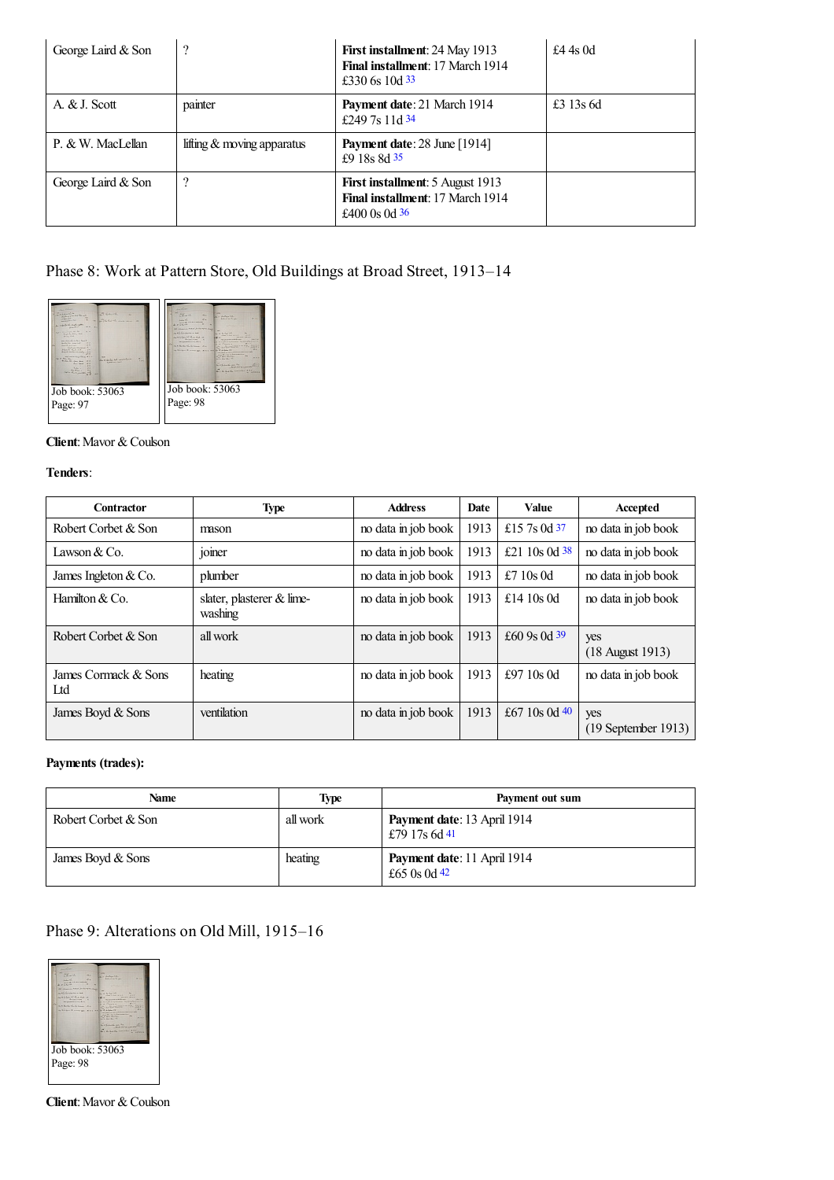| George Laird & Son | ? | **First installment**: 24 May 1913<br>**Final installment**: 17 March 1914<br>£330 6s 10d [33] | £4 4s 0d |
|---|---|---|---|
| A. & J. Scott | painter | **Payment date**: 21 March 1914<br>£249 7s 11d [34] | £3 13s 6d |
| P. & W. MacLellan | lifting & moving apparatus | **Payment date**: 28 June [1914]<br>£9 18s 8d [35] | |
| George Laird & Son | ? | **First installment**: 5 August 1913<br>**Final installment**: 17 March 1914<br>£400 0s 0d [36] | |

## Phase 8: Work at Pattern Store, Old Buildings at Broad Street, 1913–14

Job book: 53063
Page: 97

Job book: 53063
Page: 98

**Client**: Mavor & Coulson

**Tenders**:

| Contractor | Type | Address | Date | Value | Accepted |
|---|---|---|---|---|---|
| Robert Corbet & Son | mason | no data in job book | 1913 | £15 7s 0d [37] | no data in job book |
| Lawson & Co. | joiner | no data in job book | 1913 | £21 10s 0d [38] | no data in job book |
| James Ingleton & Co. | plumber | no data in job book | 1913 | £7 10s 0d | no data in job book |
| Hamilton & Co. | slater, plasterer & lime-washing | no data in job book | 1913 | £14 10s 0d | no data in job book |
| Robert Corbet & Son | all work | no data in job book | 1913 | £60 9s 0d [39] | yes<br>(18 August 1913) |
| James Cormack & Sons Ltd | heating | no data in job book | 1913 | £97 10s 0d | no data in job book |
| James Boyd & Sons | ventilation | no data in job book | 1913 | £67 10s 0d [40] | yes<br>(19 September 1913) |

**Payments (trades):**

| Name | Type | Payment out sum |
|---|---|---|
| Robert Corbet & Son | all work | **Payment date**: 13 April 1914<br>£79 17s 6d [41] |
| James Boyd & Sons | heating | **Payment date**: 11 April 1914<br>£65 0s 0d [42] |

## Phase 9: Alterations on Old Mill, 1915–16

Job book: 53063
Page: 98

**Client**: Mavor & Coulson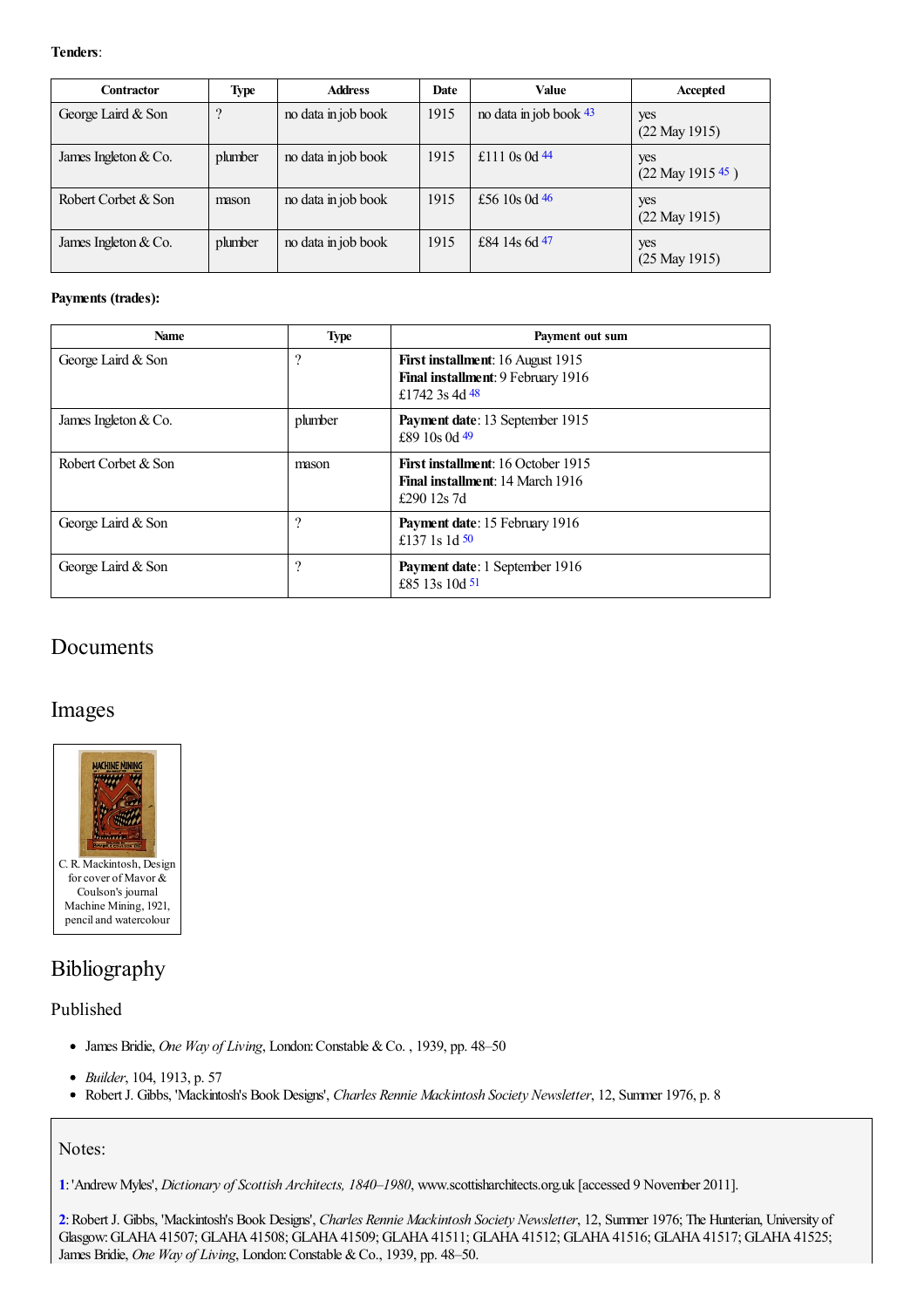**Tenders**:

| Contractor | Type | Address | Date | Value | Accepted |
|---|---|---|---|---|---|
| George Laird & Son | ? | no data in job book | 1915 | no data in job book [43] | yes (22 May 1915) |
| James Ingleton & Co. | plumber | no data in job book | 1915 | £111 0s 0d [44] | yes (22 May 1915 [45] ) |
| Robert Corbet & Son | mason | no data in job book | 1915 | £56 10s 0d [46] | yes (22 May 1915) |
| James Ingleton & Co. | plumber | no data in job book | 1915 | £84 14s 6d [47] | yes (25 May 1915) |

**Payments (trades):**

| Name | Type | Payment out sum |
|---|---|---|
| George Laird & Son | ? | **First installment**: 16 August 1915 **Final installment**: 9 February 1916 £1742 3s 4d [48] |
| James Ingleton & Co. | plumber | **Payment date**: 13 September 1915 £89 10s 0d [49] |
| Robert Corbet & Son | mason | **First installment**: 16 October 1915 **Final installment**: 14 March 1916 £290 12s 7d |
| George Laird & Son | ? | **Payment date**: 15 February 1916 £137 1s 1d [50] |
| George Laird & Son | ? | **Payment date**: 1 September 1916 £85 13s 10d [51] |

## Documents

## Images

C. R. Mackintosh, Design for cover of Mavor & Coulson's journal Machine Mining, 1921, pencil and watercolour

## Bibliography

### Published

- James Bridie, *One Way of Living*, London: Constable & Co. , 1939, pp. 48–50
- *Builder*, 104, 1913, p. 57
- Robert J. Gibbs, 'Mackintosh's Book Designs', *Charles Rennie Mackintosh Society Newsletter*, 12, Summer 1976, p. 8

### Notes:

**1**: 'Andrew Myles', *Dictionary of Scottish Architects, 1840–1980*, www.scottisharchitects.org.uk [accessed 9 November 2011].

**2**: Robert J. Gibbs, 'Mackintosh's Book Designs', *Charles Rennie Mackintosh Society Newsletter*, 12, Summer 1976; The Hunterian, University of Glasgow: GLAHA 41507; GLAHA 41508; GLAHA 41509; GLAHA 41511; GLAHA 41512; GLAHA 41516; GLAHA 41517; GLAHA 41525; James Bridie, *One Way of Living*, London: Constable & Co., 1939, pp. 48–50.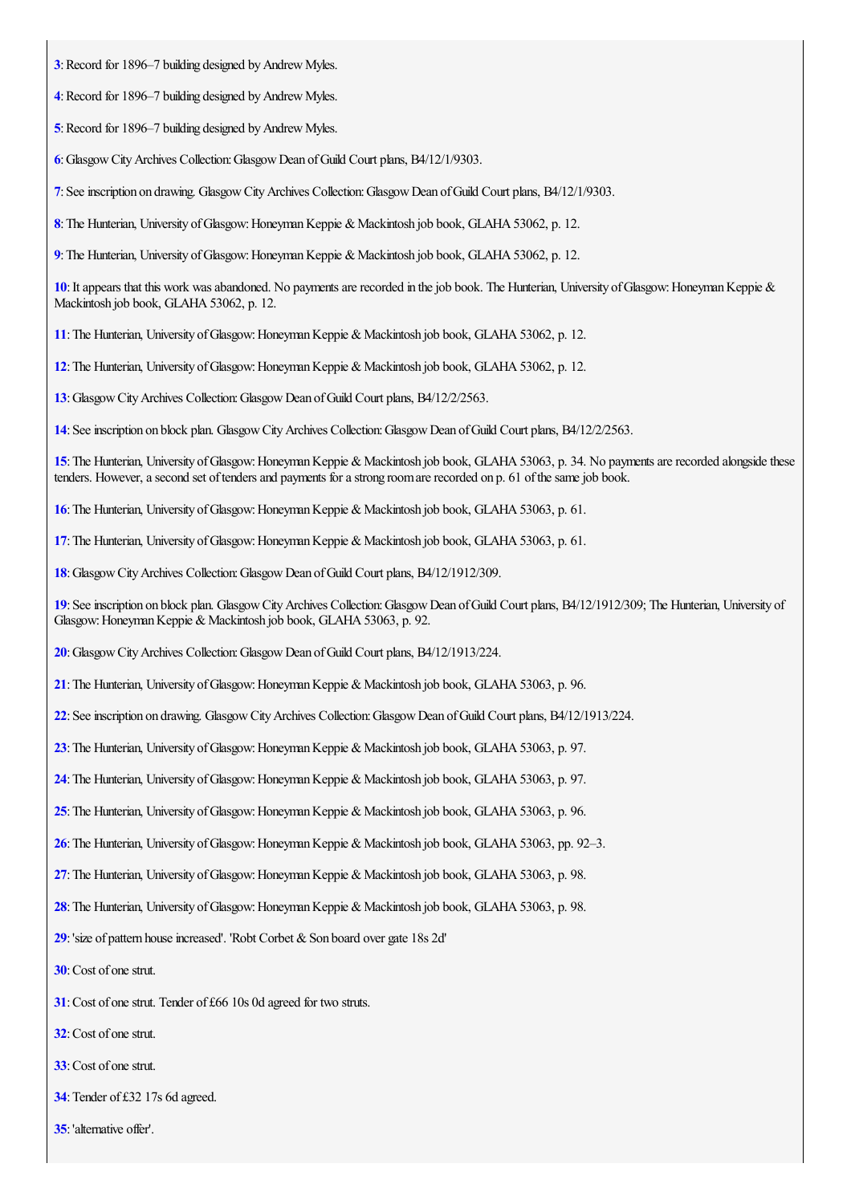**3**: Record for 1896–7 building designed by Andrew Myles.

**4**: Record for 1896–7 building designed by Andrew Myles.

**5**: Record for 1896–7 building designed by Andrew Myles.

**6**: Glasgow City Archives Collection: Glasgow Dean of Guild Court plans, B4/12/1/9303.

**7**: See inscription on drawing. Glasgow City Archives Collection: Glasgow Dean of Guild Court plans, B4/12/1/9303.

**8**: The Hunterian, University of Glasgow: Honeyman Keppie & Mackintosh job book, GLAHA 53062, p. 12.

**9**: The Hunterian, University of Glasgow: Honeyman Keppie & Mackintosh job book, GLAHA 53062, p. 12.

**10**: It appears that this work was abandoned. No payments are recorded in the job book. The Hunterian, University of Glasgow: Honeyman Keppie & Mackintosh job book, GLAHA 53062, p. 12.

**11**: The Hunterian, University of Glasgow: Honeyman Keppie & Mackintosh job book, GLAHA 53062, p. 12.

**12**: The Hunterian, University of Glasgow: Honeyman Keppie & Mackintosh job book, GLAHA 53062, p. 12.

**13**: Glasgow City Archives Collection: Glasgow Dean of Guild Court plans, B4/12/2/2563.

**14**: See inscription on block plan. Glasgow City Archives Collection: Glasgow Dean of Guild Court plans, B4/12/2/2563.

**15**: The Hunterian, University of Glasgow: Honeyman Keppie & Mackintosh job book, GLAHA 53063, p. 34. No payments are recorded alongside these tenders. However, a second set of tenders and payments for a strong room are recorded on p. 61 of the same job book.

**16**: The Hunterian, University of Glasgow: Honeyman Keppie & Mackintosh job book, GLAHA 53063, p. 61.

**17**: The Hunterian, University of Glasgow: Honeyman Keppie & Mackintosh job book, GLAHA 53063, p. 61.

**18**: Glasgow City Archives Collection: Glasgow Dean of Guild Court plans, B4/12/1912/309.

**19**: See inscription on block plan. Glasgow City Archives Collection: Glasgow Dean of Guild Court plans, B4/12/1912/309; The Hunterian, University of Glasgow: Honeyman Keppie & Mackintosh job book, GLAHA 53063, p. 92.

**20**: Glasgow City Archives Collection: Glasgow Dean of Guild Court plans, B4/12/1913/224.

**21**: The Hunterian, University of Glasgow: Honeyman Keppie & Mackintosh job book, GLAHA 53063, p. 96.

**22**: See inscription on drawing. Glasgow City Archives Collection: Glasgow Dean of Guild Court plans, B4/12/1913/224.

**23**: The Hunterian, University of Glasgow: Honeyman Keppie & Mackintosh job book, GLAHA 53063, p. 97.

**24**: The Hunterian, University of Glasgow: Honeyman Keppie & Mackintosh job book, GLAHA 53063, p. 97.

**25**: The Hunterian, University of Glasgow: Honeyman Keppie & Mackintosh job book, GLAHA 53063, p. 96.

**26**: The Hunterian, University of Glasgow: Honeyman Keppie & Mackintosh job book, GLAHA 53063, pp. 92–3.

**27**: The Hunterian, University of Glasgow: Honeyman Keppie & Mackintosh job book, GLAHA 53063, p. 98.

**28**: The Hunterian, University of Glasgow: Honeyman Keppie & Mackintosh job book, GLAHA 53063, p. 98.

**29**: 'size of pattern house increased'. 'Robt Corbet & Son board over gate 18s 2d'

**30**: Cost of one strut.

**31**: Cost of one strut. Tender of £66 10s 0d agreed for two struts.

**32**: Cost of one strut.

**33**: Cost of one strut.

**34**: Tender of £32 17s 6d agreed.

**35**: 'alternative offer'.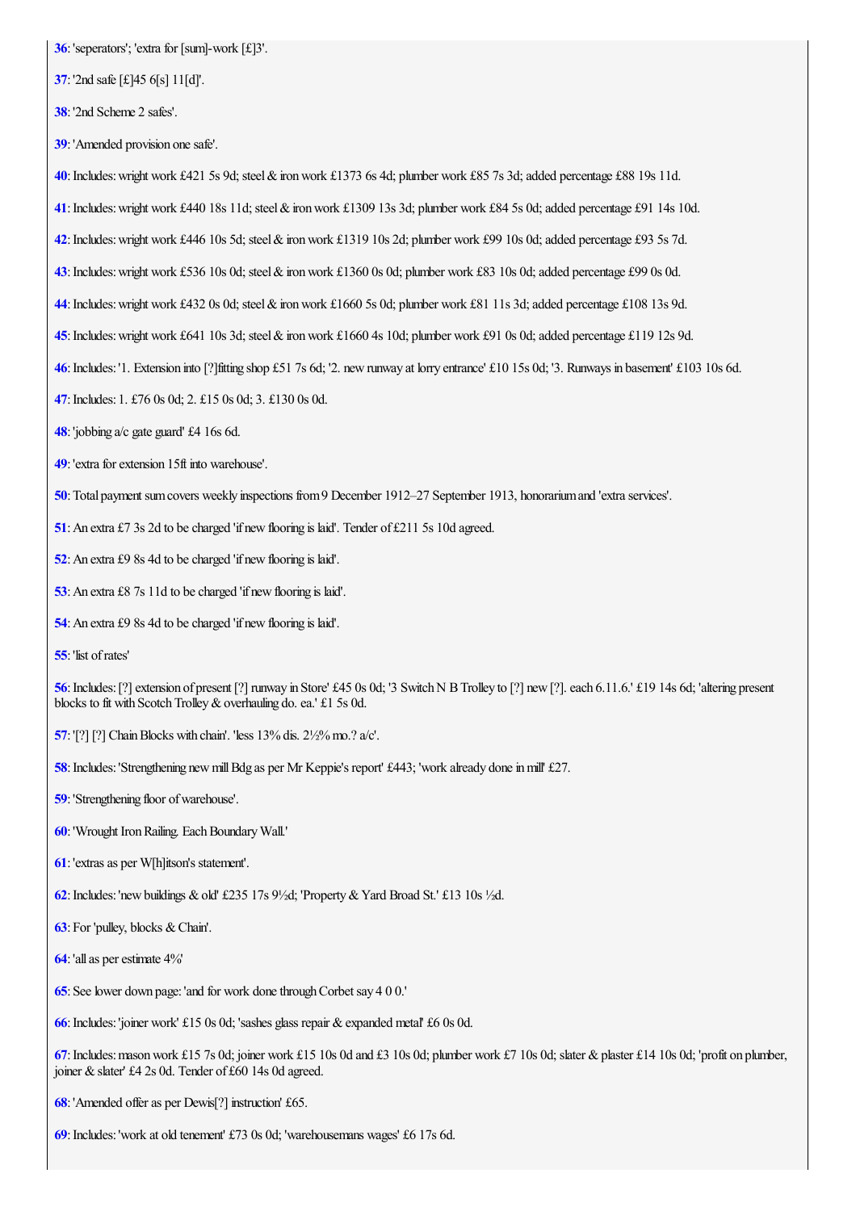**36**: 'seperators'; 'extra for [sum]-work [£]3'.

**37**: '2nd safe [£]45 6[s] 11[d]'.

**38**: '2nd Scheme 2 safes'.

**39**: 'Amended provision one safe'.

**40**: Includes: wright work £421 5s 9d; steel & iron work £1373 6s 4d; plumber work £85 7s 3d; added percentage £88 19s 11d.

**41**: Includes: wright work £440 18s 11d; steel & iron work £1309 13s 3d; plumber work £84 5s 0d; added percentage £91 14s 10d.

**42**: Includes: wright work £446 10s 5d; steel & iron work £1319 10s 2d; plumber work £99 10s 0d; added percentage £93 5s 7d.

**43**: Includes: wright work £536 10s 0d; steel & iron work £1360 0s 0d; plumber work £83 10s 0d; added percentage £99 0s 0d.

**44**: Includes: wright work £432 0s 0d; steel & iron work £1660 5s 0d; plumber work £81 11s 3d; added percentage £108 13s 9d.

**45**: Includes: wright work £641 10s 3d; steel & iron work £1660 4s 10d; plumber work £91 0s 0d; added percentage £119 12s 9d.

**46**: Includes: '1. Extension into [?]fitting shop £51 7s 6d; '2. new runway at lorry entrance' £10 15s 0d; '3. Runways in basement' £103 10s 6d.

**47**: Includes: 1. £76 0s 0d; 2. £15 0s 0d; 3. £130 0s 0d.

**48**: 'jobbing a/c gate guard' £4 16s 6d.

**49**: 'extra for extension 15ft into warehouse'.

**50**: Total payment sum covers weekly inspections from 9 December 1912–27 September 1913, honorarium and 'extra services'.

**51**: An extra £7 3s 2d to be charged 'if new flooring is laid'. Tender of £211 5s 10d agreed.

**52**: An extra £9 8s 4d to be charged 'if new flooring is laid'.

**53**: An extra £8 7s 11d to be charged 'if new flooring is laid'.

**54**: An extra £9 8s 4d to be charged 'if new flooring is laid'.

**55**: 'list of rates'

**56**: Includes: [?] extension of present [?] runway in Store' £45 0s 0d; '3 Switch N B Trolley to [?] new [?]. each 6.11.6.' £19 14s 6d; 'altering present blocks to fit with Scotch Trolley & overhauling do. ea.' £1 5s 0d.

**57**: '[?] [?] Chain Blocks with chain'. 'less 13% dis. 2½% mo.? a/c'.

**58**: Includes: 'Strengthening new mill Bdg as per Mr Keppie's report' £443; 'work already done in mill' £27.

**59**: 'Strengthening floor of warehouse'.

**60**: 'Wrought Iron Railing. Each Boundary Wall.'

**61**: 'extras as per W[h]itson's statement'.

**62**: Includes: 'new buildings & old' £235 17s 9½d; 'Property & Yard Broad St.' £13 10s ½d.

**63**: For 'pulley, blocks & Chain'.

**64**: 'all as per estimate 4%'

**65**: See lower down page: 'and for work done through Corbet say 4 0 0.'

**66**: Includes: 'joiner work' £15 0s 0d; 'sashes glass repair & expanded metal' £6 0s 0d.

**67**: Includes: mason work £15 7s 0d; joiner work £15 10s 0d and £3 10s 0d; plumber work £7 10s 0d; slater & plaster £14 10s 0d; 'profit on plumber, joiner & slater' £4 2s 0d. Tender of £60 14s 0d agreed.

**68**: 'Amended offer as per Dewis[?] instruction' £65.

**69**: Includes: 'work at old tenement' £73 0s 0d; 'warehousemans wages' £6 17s 6d.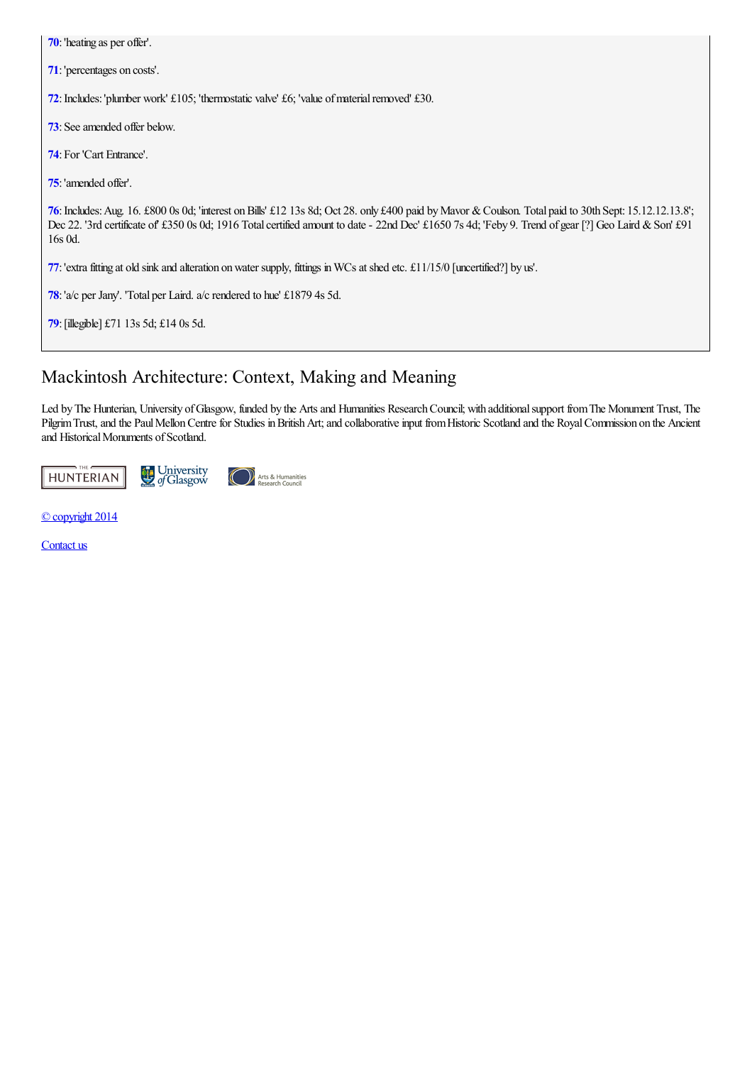**70**: 'heating as per offer'.

**71**: 'percentages on costs'.

**72**: Includes: 'plumber work' £105; 'thermostatic valve' £6; 'value of material removed' £30.

**73**: See amended offer below.

**74**: For 'Cart Entrance'.

**75**: 'amended offer'.

**76**: Includes: Aug. 16. £800 0s 0d; 'interest on Bills' £12 13s 8d; Oct 28. only £400 paid by Mavor & Coulson. Total paid to 30th Sept: 15.12.12.13.8'; Dec 22. '3rd certificate of' £350 0s 0d; 1916 Total certified amount to date - 22nd Dec' £1650 7s 4d; 'Feby 9. Trend of gear [?] Geo Laird & Son' £91 16s 0d.

**77**: 'extra fitting at old sink and alteration on water supply, fittings in WCs at shed etc. £11/15/0 [uncertified?] by us'.

**78**: 'a/c per Jany'. 'Total per Laird. a/c rendered to hue' £1879 4s 5d.

**79**: [illegible] £71 13s 5d; £14 0s 5d.

## Mackintosh Architecture: Context, Making and Meaning

Led by The Hunterian, University of Glasgow, funded by the Arts and Humanities Research Council; with additional support from The Monument Trust, The Pilgrim Trust, and the Paul Mellon Centre for Studies in British Art; and collaborative input from Historic Scotland and the Royal Commission on the Ancient and Historical Monuments of Scotland.

THE HUNTERIAN University of Glasgow Arts & Humanities Research Council

© copyright 2014

Contact us